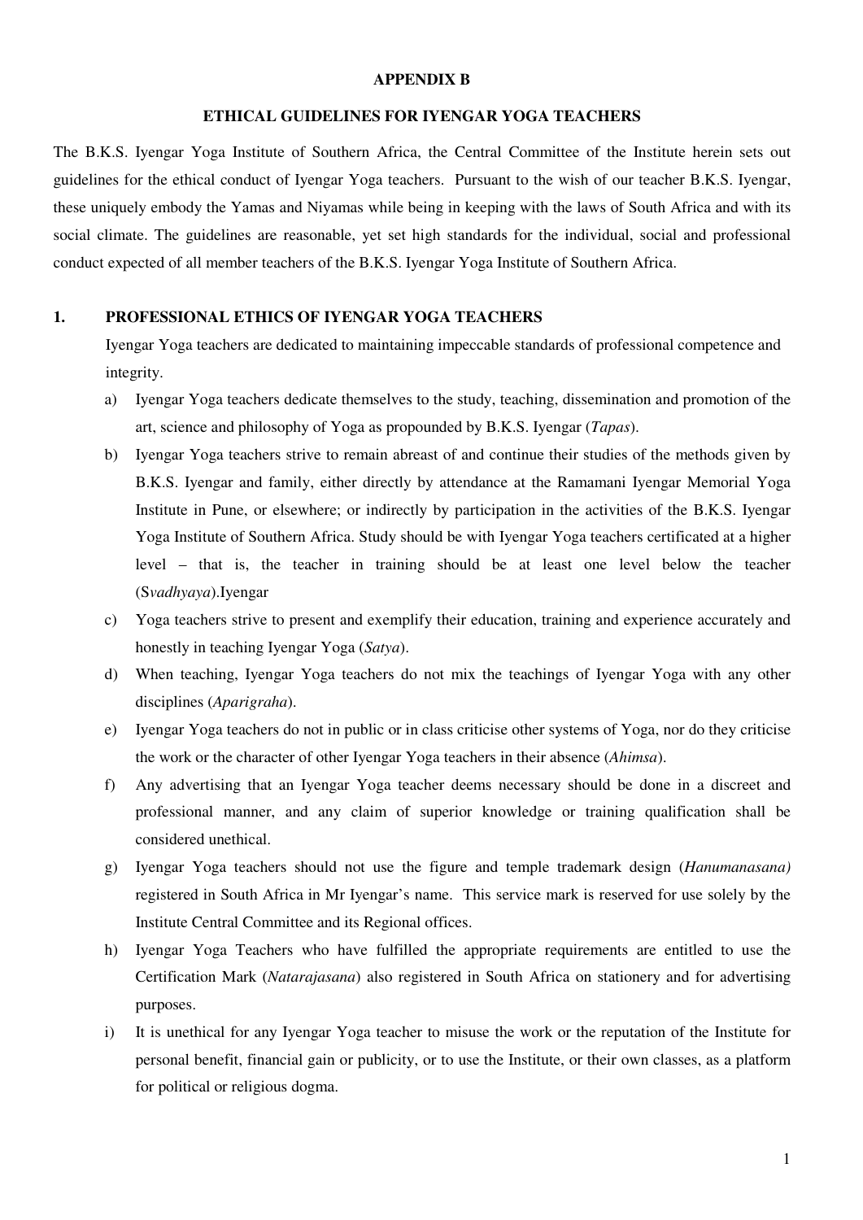**APPENDIX B**

**ETHICAL GUIDELINES FOR IYENGAR YOGA TEACHERS**

The B.K.S. Iyengar Yoga Institute of Southern Africa, the Central Committee of the Institute herein sets out guidelines for the ethical conduct of Iyengar Yoga teachers. Pursuant to the wish of our teacher B.K.S. Iyengar, these uniquely embody the Yamas and Niyamas while being in keeping with the laws of South Africa and with its social climate. The guidelines are reasonable, yet set high standards for the individual, social and professional conduct expected of all member teachers of the B.K.S. Iyengar Yoga Institute of Southern Africa.

## 1. PROFESSIONAL ETHICS OF IYENGAR YOGA TEACHERS

Iyengar Yoga teachers are dedicated to maintaining impeccable standards of professional competence and integrity.

a) Iyengar Yoga teachers dedicate themselves to the study, teaching, dissemination and promotion of the art, science and philosophy of Yoga as propounded by B.K.S. Iyengar (*Tapas*).

b) Iyengar Yoga teachers strive to remain abreast of and continue their studies of the methods given by B.K.S. Iyengar and family, either directly by attendance at the Ramamani Iyengar Memorial Yoga Institute in Pune, or elsewhere; or indirectly by participation in the activities of the B.K.S. Iyengar Yoga Institute of Southern Africa. Study should be with Iyengar Yoga teachers certificated at a higher level – that is, the teacher in training should be at least one level below the teacher (S*vadhyaya*).Iyengar

c) Yoga teachers strive to present and exemplify their education, training and experience accurately and honestly in teaching Iyengar Yoga (*Satya*).

d) When teaching, Iyengar Yoga teachers do not mix the teachings of Iyengar Yoga with any other disciplines (*Aparigraha*).

e) Iyengar Yoga teachers do not in public or in class criticise other systems of Yoga, nor do they criticise the work or the character of other Iyengar Yoga teachers in their absence (*Ahimsa*).

f) Any advertising that an Iyengar Yoga teacher deems necessary should be done in a discreet and professional manner, and any claim of superior knowledge or training qualification shall be considered unethical.

g) Iyengar Yoga teachers should not use the figure and temple trademark design (*Hanumanasana)* registered in South Africa in Mr Iyengar's name. This service mark is reserved for use solely by the Institute Central Committee and its Regional offices.

h) Iyengar Yoga Teachers who have fulfilled the appropriate requirements are entitled to use the Certification Mark (*Natarajasana*) also registered in South Africa on stationery and for advertising purposes.

i) It is unethical for any Iyengar Yoga teacher to misuse the work or the reputation of the Institute for personal benefit, financial gain or publicity, or to use the Institute, or their own classes, as a platform for political or religious dogma.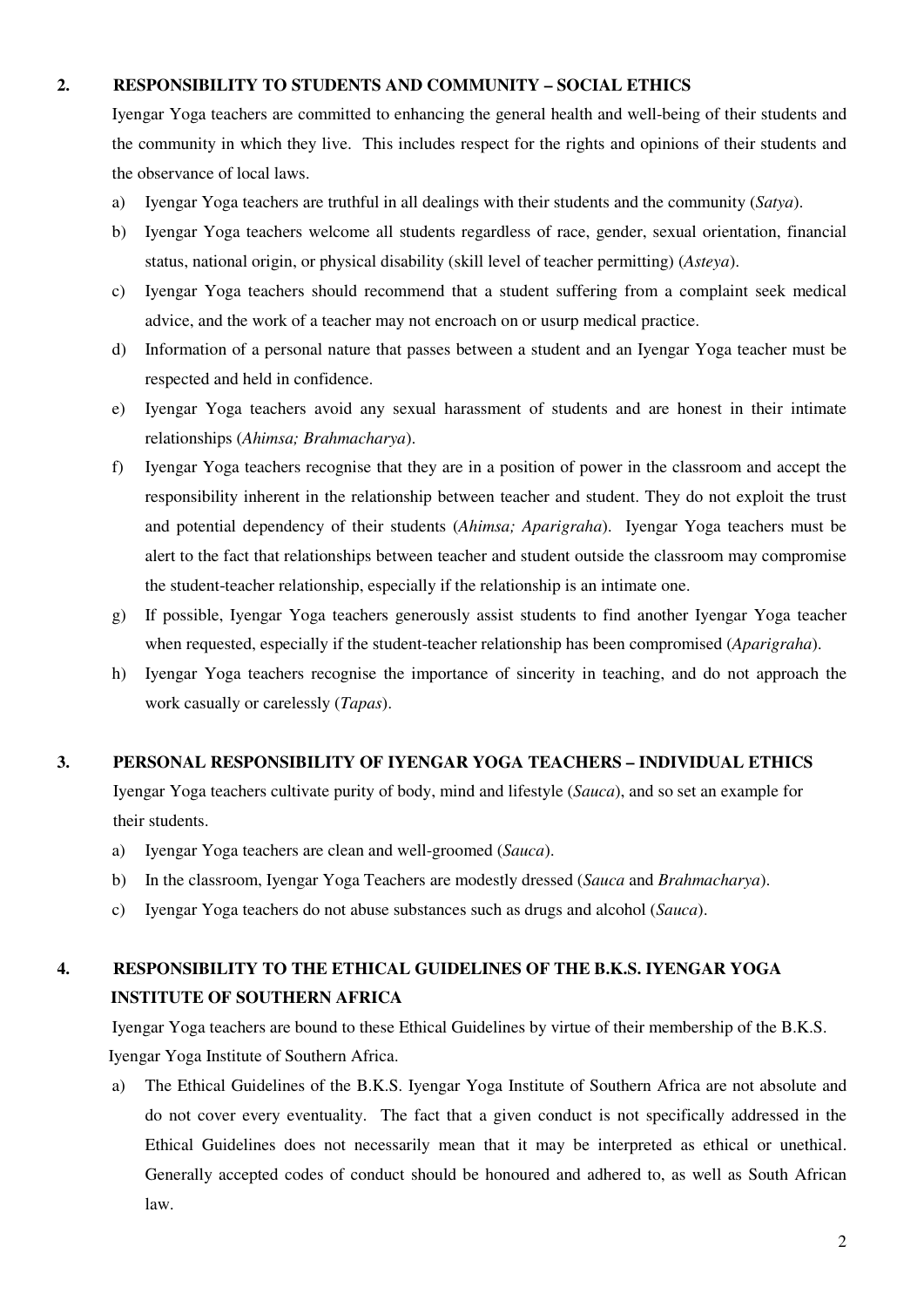## 2. RESPONSIBILITY TO STUDENTS AND COMMUNITY – SOCIAL ETHICS

Iyengar Yoga teachers are committed to enhancing the general health and well-being of their students and the community in which they live. This includes respect for the rights and opinions of their students and the observance of local laws.

a) Iyengar Yoga teachers are truthful in all dealings with their students and the community (*Satya*).

b) Iyengar Yoga teachers welcome all students regardless of race, gender, sexual orientation, financial status, national origin, or physical disability (skill level of teacher permitting) (*Asteya*).

c) Iyengar Yoga teachers should recommend that a student suffering from a complaint seek medical advice, and the work of a teacher may not encroach on or usurp medical practice.

d) Information of a personal nature that passes between a student and an Iyengar Yoga teacher must be respected and held in confidence.

e) Iyengar Yoga teachers avoid any sexual harassment of students and are honest in their intimate relationships (*Ahimsa; Brahmacharya*).

f) Iyengar Yoga teachers recognise that they are in a position of power in the classroom and accept the responsibility inherent in the relationship between teacher and student. They do not exploit the trust and potential dependency of their students (*Ahimsa; Aparigraha*). Iyengar Yoga teachers must be alert to the fact that relationships between teacher and student outside the classroom may compromise the student-teacher relationship, especially if the relationship is an intimate one.

g) If possible, Iyengar Yoga teachers generously assist students to find another Iyengar Yoga teacher when requested, especially if the student-teacher relationship has been compromised (*Aparigraha*).

h) Iyengar Yoga teachers recognise the importance of sincerity in teaching, and do not approach the work casually or carelessly (*Tapas*).

## 3. PERSONAL RESPONSIBILITY OF IYENGAR YOGA TEACHERS – INDIVIDUAL ETHICS

Iyengar Yoga teachers cultivate purity of body, mind and lifestyle (*Sauca*), and so set an example for their students.

a) Iyengar Yoga teachers are clean and well-groomed (*Sauca*).

b) In the classroom, Iyengar Yoga Teachers are modestly dressed (*Sauca* and *Brahmacharya*).

c) Iyengar Yoga teachers do not abuse substances such as drugs and alcohol (*Sauca*).

## 4. RESPONSIBILITY TO THE ETHICAL GUIDELINES OF THE B.K.S. IYENGAR YOGA INSTITUTE OF SOUTHERN AFRICA

Iyengar Yoga teachers are bound to these Ethical Guidelines by virtue of their membership of the B.K.S. Iyengar Yoga Institute of Southern Africa.

a) The Ethical Guidelines of the B.K.S. Iyengar Yoga Institute of Southern Africa are not absolute and do not cover every eventuality. The fact that a given conduct is not specifically addressed in the Ethical Guidelines does not necessarily mean that it may be interpreted as ethical or unethical. Generally accepted codes of conduct should be honoured and adhered to, as well as South African law.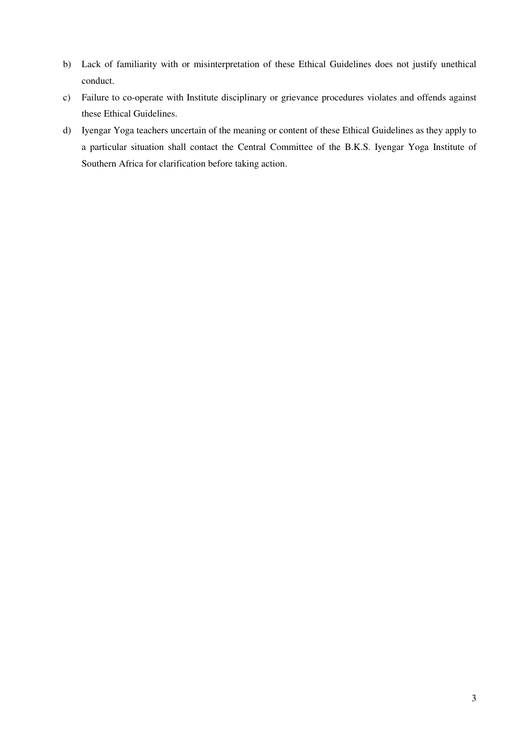b) Lack of familiarity with or misinterpretation of these Ethical Guidelines does not justify unethical conduct.

c) Failure to co-operate with Institute disciplinary or grievance procedures violates and offends against these Ethical Guidelines.

d) Iyengar Yoga teachers uncertain of the meaning or content of these Ethical Guidelines as they apply to a particular situation shall contact the Central Committee of the B.K.S. Iyengar Yoga Institute of Southern Africa for clarification before taking action.